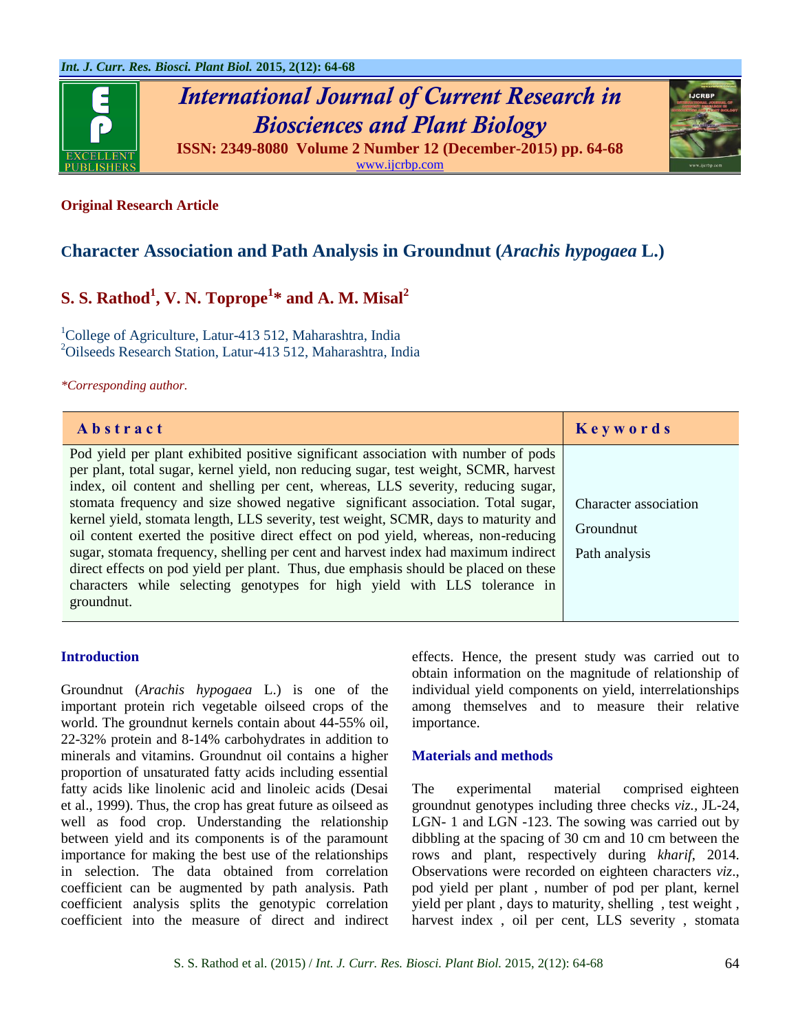**Original Research Article**

# Character Association and Path Analysis in Groundnut (*Arachis hypogaea* L.)

## S. S. Rathod[1], V. N. Toprope[1]* and A. M. Misal[2]

[1]College of Agriculture, Latur-413 512, Maharashtra, India
[2]Oilseeds Research Station, Latur-413 512, Maharashtra, India

*\*Corresponding author.*

| Abstract | Keywords |
|---|---|
| Pod yield per plant exhibited positive significant association with number of pods per plant, total sugar, kernel yield, non reducing sugar, test weight, SCMR, harvest index, oil content and shelling per cent, whereas, LLS severity, reducing sugar, stomata frequency and size showed negative significant association. Total sugar, kernel yield, stomata length, LLS severity, test weight, SCMR, days to maturity and oil content exerted the positive direct effect on pod yield, whereas, non-reducing sugar, stomata frequency, shelling per cent and harvest index had maximum indirect direct effects on pod yield per plant. Thus, due emphasis should be placed on these characters while selecting genotypes for high yield with LLS tolerance in groundnut. | Character association<br>Groundnut<br>Path analysis |

## Introduction

Groundnut (*Arachis hypogaea* L.) is one of the important protein rich vegetable oilseed crops of the world. The groundnut kernels contain about 44-55% oil, 22-32% protein and 8-14% carbohydrates in addition to minerals and vitamins. Groundnut oil contains a higher proportion of unsaturated fatty acids including essential fatty acids like linolenic acid and linoleic acids (Desai et al., 1999). Thus, the crop has great future as oilseed as well as food crop. Understanding the relationship between yield and its components is of the paramount importance for making the best use of the relationships in selection. The data obtained from correlation coefficient can be augmented by path analysis. Path coefficient analysis splits the genotypic correlation coefficient into the measure of direct and indirect effects. Hence, the present study was carried out to obtain information on the magnitude of relationship of individual yield components on yield, interrelationships among themselves and to measure their relative importance.

## Materials and methods

The experimental material comprised eighteen groundnut genotypes including three checks *viz.*, JL-24, LGN- 1 and LGN -123. The sowing was carried out by dibbling at the spacing of 30 cm and 10 cm between the rows and plant, respectively during *kharif*, 2014. Observations were recorded on eighteen characters *viz*., pod yield per plant , number of pod per plant, kernel yield per plant , days to maturity, shelling , test weight , harvest index , oil per cent, LLS severity , stomata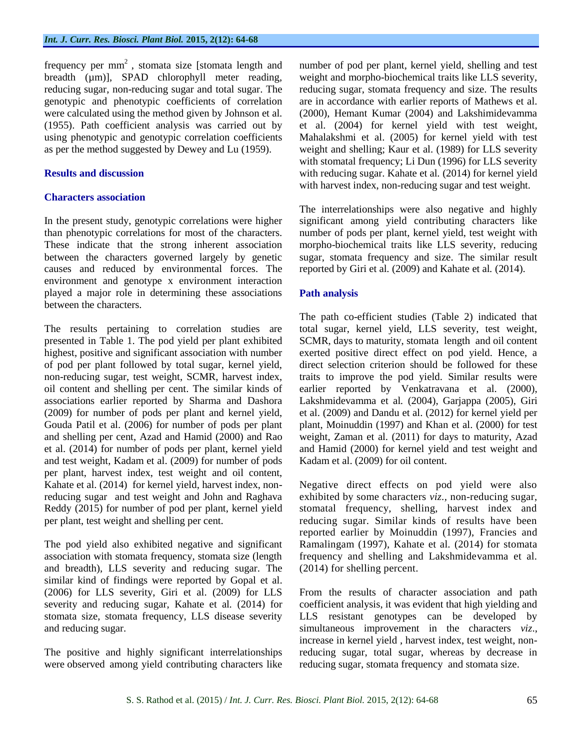frequency per $mm^2$ , stomata size [stomata length and breadth (µm)], SPAD chlorophyll meter reading, reducing sugar, non-reducing sugar and total sugar. The genotypic and phenotypic coefficients of correlation were calculated using the method given by Johnson et al. (1955). Path coefficient analysis was carried out by using phenotypic and genotypic correlation coefficients as per the method suggested by Dewey and Lu (1959).

## Results and discussion

### Characters association

In the present study, genotypic correlations were higher than phenotypic correlations for most of the characters. These indicate that the strong inherent association between the characters governed largely by genetic causes and reduced by environmental forces. The environment and genotype x environment interaction played a major role in determining these associations between the characters.

The results pertaining to correlation studies are presented in Table 1. The pod yield per plant exhibited highest, positive and significant association with number of pod per plant followed by total sugar, kernel yield, non-reducing sugar, test weight, SCMR, harvest index, oil content and shelling per cent. The similar kinds of associations earlier reported by Sharma and Dashora (2009) for number of pods per plant and kernel yield, Gouda Patil et al. (2006) for number of pods per plant and shelling per cent, Azad and Hamid (2000) and Rao et al. (2014) for number of pods per plant, kernel yield and test weight, Kadam et al. (2009) for number of pods per plant, harvest index, test weight and oil content, Kahate et al. (2014) for kernel yield, harvest index, non-reducing sugar and test weight and John and Raghava Reddy (2015) for number of pod per plant, kernel yield per plant, test weight and shelling per cent.

The pod yield also exhibited negative and significant association with stomata frequency, stomata size (length and breadth), LLS severity and reducing sugar. The similar kind of findings were reported by Gopal et al. (2006) for LLS severity, Giri et al. (2009) for LLS severity and reducing sugar, Kahate et al. (2014) for stomata size, stomata frequency, LLS disease severity and reducing sugar.

The positive and highly significant interrelationships were observed among yield contributing characters like number of pod per plant, kernel yield, shelling and test weight and morpho-biochemical traits like LLS severity, reducing sugar, stomata frequency and size. The results are in accordance with earlier reports of Mathews et al. (2000), Hemant Kumar (2004) and Lakshimidevamma et al. (2004) for kernel yield with test weight, Mahalakshmi et al. (2005) for kernel yield with test weight and shelling; Kaur et al. (1989) for LLS severity with stomatal frequency; Li Dun (1996) for LLS severity with reducing sugar. Kahate et al. (2014) for kernel yield with harvest index, non-reducing sugar and test weight.

The interrelationships were also negative and highly significant among yield contributing characters like number of pods per plant, kernel yield, test weight with morpho-biochemical traits like LLS severity, reducing sugar, stomata frequency and size. The similar result reported by Giri et al. (2009) and Kahate et al. (2014).

### Path analysis

The path co-efficient studies (Table 2) indicated that total sugar, kernel yield, LLS severity, test weight, SCMR, days to maturity, stomata length and oil content exerted positive direct effect on pod yield. Hence, a direct selection criterion should be followed for these traits to improve the pod yield. Similar results were earlier reported by Venkatravana et al. (2000), Lakshmidevamma et al. (2004), Garjappa (2005), Giri et al. (2009) and Dandu et al. (2012) for kernel yield per plant, Moinuddin (1997) and Khan et al. (2000) for test weight, Zaman et al. (2011) for days to maturity, Azad and Hamid (2000) for kernel yield and test weight and Kadam et al. (2009) for oil content.

Negative direct effects on pod yield were also exhibited by some characters *viz.*, non-reducing sugar, stomatal frequency, shelling, harvest index and reducing sugar. Similar kinds of results have been reported earlier by Moinuddin (1997), Francies and Ramalingam (1997), Kahate et al. (2014) for stomata frequency and shelling and Lakshmidevamma et al. (2014) for shelling percent.

From the results of character association and path coefficient analysis, it was evident that high yielding and LLS resistant genotypes can be developed by simultaneous improvement in the characters *viz.*, increase in kernel yield , harvest index, test weight, non-reducing sugar, total sugar, whereas by decrease in reducing sugar, stomata frequency and stomata size.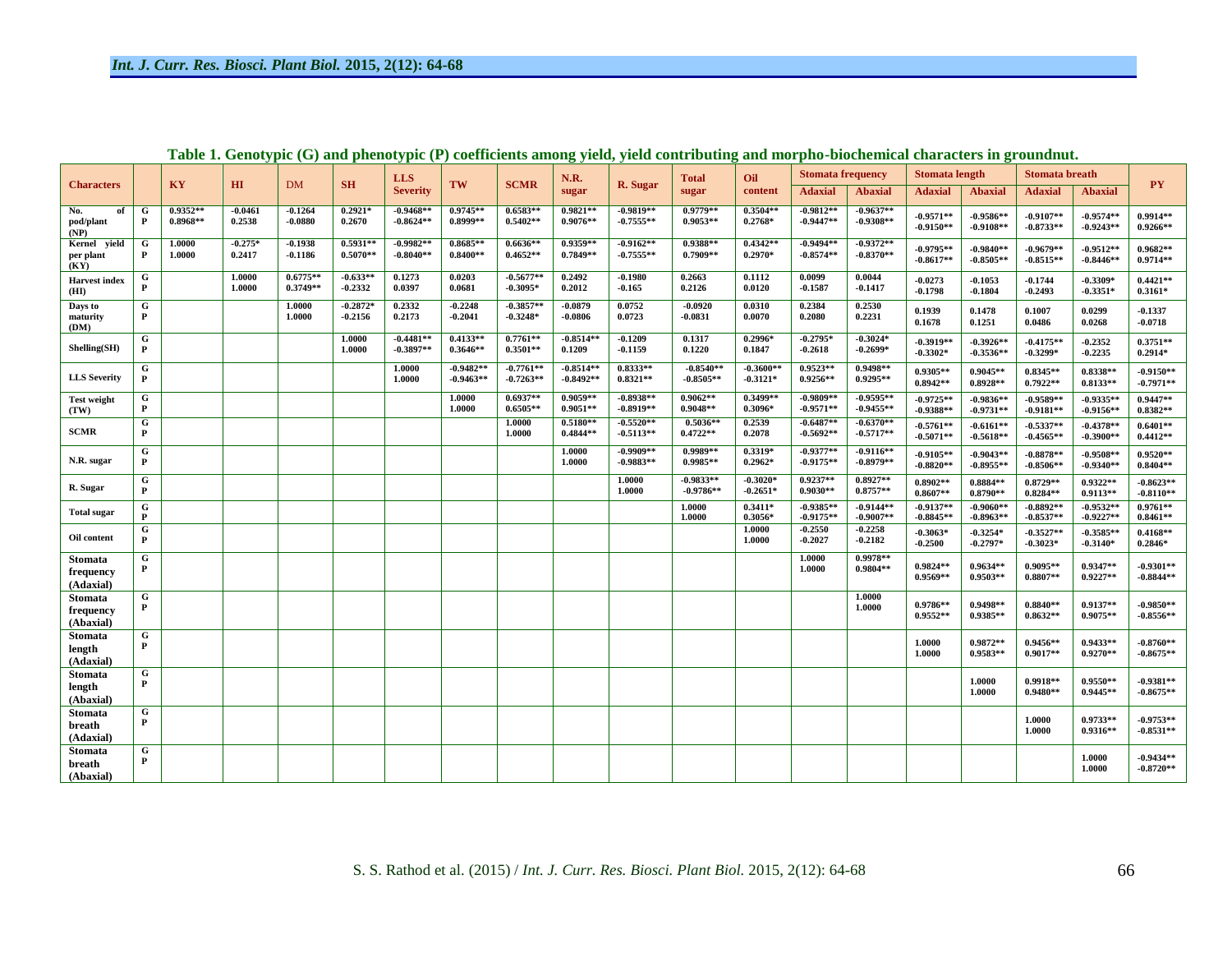**Table 1. Genotypic (G) and phenotypic (P) coefficients among yield, yield contributing and morpho-biochemical characters in groundnut.**

| Characters | | KY | HI | DM | SH | LLS Severity | TW | SCMR | N.R. sugar | R. Sugar | Total sugar | Oil content | Stomata frequency | | Stomata length | | Stomata breath | | PY |
|---|---|---|---|---|---|---|---|---|---|---|---|---|---|---|---|---|---|---|---|
| | | | | | | | | | | | | | Adaxial | Abaxial | Adaxial | Abaxial | Adaxial | Abaxial | |
| No. of pod/plant (NP) | G | 0.9352** | -0.0461 | -0.1264 | 0.2921* | -0.9468** | 0.9745** | 0.6583** | 0.9821** | -0.9819** | 0.9779** | 0.3504** | -0.9812** | -0.9637** | -0.9571** | -0.9586** | -0.9107** | -0.9574** | 0.9914** |
| | P | 0.8968** | 0.2538 | -0.0880 | 0.2670 | -0.8624** | 0.8999** | 0.5402** | 0.9076** | -0.7555** | 0.9053** | 0.2768* | -0.9447** | -0.9308** | -0.9150** | -0.9108** | -0.8733** | -0.9243** | 0.9266** |
| Kernel yield per plant (KY) | G | 1.0000 | -0.275* | -0.1938 | 0.5931** | -0.9982** | 0.8685** | 0.6636** | 0.9359** | -0.9162** | 0.9388** | 0.4342** | -0.9494** | -0.9372** | -0.9795** | -0.9840** | -0.9679** | -0.9512** | 0.9682** |
| | P | 1.0000 | 0.2417 | -0.1186 | 0.5070** | -0.8040** | 0.8400** | 0.4652** | 0.7849** | -0.7555** | 0.7909** | 0.2970* | -0.8574** | -0.8370** | -0.8617** | -0.8505** | -0.8515** | -0.8446** | 0.9714** |
| Harvest index (HI) | G | | 1.0000 | 0.6775** | -0.633** | 0.1273 | 0.0203 | -0.5677** | 0.2492 | -0.1980 | 0.2663 | 0.1112 | 0.0099 | 0.0044 | -0.0273 | -0.1053 | -0.1744 | -0.3309* | 0.4421** |
| | P | | 1.0000 | 0.3749** | -0.2332 | 0.0397 | 0.0681 | -0.3095* | 0.2012 | -0.165 | 0.2126 | 0.0120 | -0.1587 | -0.1417 | -0.1798 | -0.1804 | -0.2493 | -0.3351* | 0.3161* |
| Days to maturity (DM) | G | | | 1.0000 | -0.2872* | 0.2332 | -0.2248 | -0.3857** | -0.0879 | 0.0752 | -0.0920 | 0.0310 | 0.2384 | 0.2530 | 0.1939 | 0.1478 | 0.1007 | 0.0299 | -0.1337 |
| | P | | | 1.0000 | -0.2156 | 0.2173 | -0.2041 | -0.3248* | -0.0806 | 0.0723 | -0.0831 | 0.0070 | 0.2080 | 0.2231 | 0.1678 | 0.1251 | 0.0486 | 0.0268 | -0.0718 |
| Shelling(SH) | G | | | | 1.0000 | -0.4481** | 0.4133** | 0.7761** | -0.8514** | -0.1209 | 0.1317 | 0.2996* | -0.2795* | -0.3024* | -0.3919** | -0.3926** | -0.4175** | -0.2352 | 0.3751** |
| | P | | | | 1.0000 | -0.3897** | 0.3646** | 0.3501** | 0.1209 | -0.1159 | 0.1220 | 0.1847 | -0.2618 | -0.2699* | -0.3302* | -0.3536** | -0.3299* | -0.2235 | 0.2914* |
| LLS Severity | G | | | | | 1.0000 | -0.9482** | -0.7761** | -0.8514** | 0.8333** | -0.8540** | -0.3600** | 0.9523** | 0.9498** | 0.9305** | 0.9045** | 0.8345** | 0.8338** | -0.9150** |
| | P | | | | | 1.0000 | -0.9463** | -0.7263** | -0.8492** | 0.8321** | -0.8505** | -0.3121* | 0.9256** | 0.9295** | 0.8942** | 0.8928** | 0.7922** | 0.8133** | -0.7971** |
| Test weight (TW) | G | | | | | | 1.0000 | 0.6937** | 0.9059** | -0.8938** | 0.9062** | 0.3499** | -0.9809** | -0.9595** | -0.9725** | -0.9836** | -0.9589** | -0.9335** | 0.9447** |
| | P | | | | | | 1.0000 | 0.6505** | 0.9051** | -0.8919** | 0.9048** | 0.3096* | -0.9571** | -0.9455** | -0.9388** | -0.9731** | -0.9181** | -0.9156** | 0.8382** |
| SCMR | G | | | | | | | 1.0000 | 0.5180** | -0.5520** | 0.5036** | 0.2539 | -0.6487** | -0.6370** | -0.5761** | -0.6161** | -0.5337** | -0.4378** | 0.6401** |
| | P | | | | | | | 1.0000 | 0.4844** | -0.5113** | 0.4722** | 0.2078 | -0.5692** | -0.5717** | -0.5071** | -0.5618** | -0.4565** | -0.3900** | 0.4412** |
| N.R. sugar | G | | | | | | | | 1.0000 | -0.9909** | 0.9989** | 0.3319* | -0.9377** | -0.9116** | -0.9105** | -0.9043** | -0.8878** | -0.9508** | 0.9520** |
| | P | | | | | | | | 1.0000 | -0.9883** | 0.9985** | 0.2962* | -0.9175** | -0.8979** | -0.8820** | -0.8955** | -0.8506** | -0.9340** | 0.8404** |
| R. Sugar | G | | | | | | | | | 1.0000 | -0.9833** | -0.3020* | 0.9237** | 0.8927** | 0.8902** | 0.8884** | 0.8729** | 0.9322** | -0.8623** |
| | P | | | | | | | | | 1.0000 | -0.9786** | -0.2651* | 0.9030** | 0.8757** | 0.8607** | 0.8790** | 0.8284** | 0.9113** | -0.8110** |
| Total sugar | G | | | | | | | | | | 1.0000 | 0.3411* | -0.9385** | -0.9144** | -0.9137** | -0.9060** | -0.8892** | -0.9532** | 0.9761** |
| | P | | | | | | | | | | 1.0000 | 0.3056* | -0.9175** | -0.9007** | -0.8845** | -0.8963** | -0.8537** | -0.9227** | 0.8461** |
| Oil content | G | | | | | | | | | | | 1.0000 | -0.2550 | -0.2258 | -0.3063* | -0.3254* | -0.3527** | -0.3585** | 0.4168** |
| | P | | | | | | | | | | | 1.0000 | -0.2027 | -0.2182 | -0.2500 | -0.2797* | -0.3023* | -0.3140* | 0.2846* |
| Stomata frequency (Adaxial) | G | | | | | | | | | | | | 1.0000 | 0.9978** | 0.9824** | 0.9634** | 0.9095** | 0.9347** | -0.9301** |
| | P | | | | | | | | | | | | 1.0000 | 0.9804** | 0.9569** | 0.9503** | 0.8807** | 0.9227** | -0.8844** |
| Stomata frequency (Abaxial) | G | | | | | | | | | | | | | 1.0000 | 0.9786** | 0.9498** | 0.8840** | 0.9137** | -0.9850** |
| | P | | | | | | | | | | | | | 1.0000 | 0.9552** | 0.9385** | 0.8632** | 0.9075** | -0.8556** |
| Stomata length (Adaxial) | G | | | | | | | | | | | | | | 1.0000 | 0.9872** | 0.9456** | 0.9433** | -0.8760** |
| | P | | | | | | | | | | | | | | 1.0000 | 0.9583** | 0.9017** | 0.9270** | -0.8675** |
| Stomata length (Abaxial) | G | | | | | | | | | | | | | | | 1.0000 | 0.9918** | 0.9550** | -0.9381** |
| | P | | | | | | | | | | | | | | | 1.0000 | 0.9480** | 0.9445** | -0.8675** |
| Stomata breath (Adaxial) | G | | | | | | | | | | | | | | | | 1.0000 | 0.9733** | -0.9753** |
| | P | | | | | | | | | | | | | | | | 1.0000 | 0.9316** | -0.8531** |
| Stomata breath (Abaxial) | G | | | | | | | | | | | | | | | | | 1.0000 | -0.9434** |
| | P | | | | | | | | | | | | | | | | | 1.0000 | -0.8720** |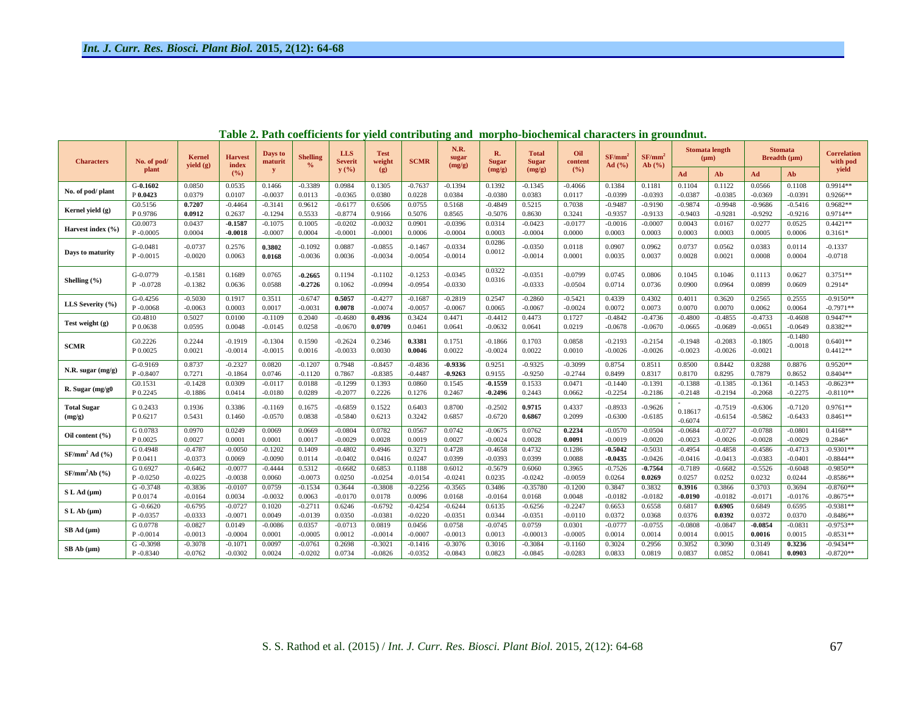**Table 2. Path coefficients for yield contributing and morpho-biochemical characters in groundnut.**

| Characters | No. of pod/ plant | Kernel yield (g) | Harvest index (%) | Days to maturity | Shelling % | LLS Severity (%) | Test weight (g) | SCMR | N.R. sugar (mg/g) | R. Sugar (mg/g) | Total Sugar (mg/g) | Oil content (%) | SF/mm² Ad (%) | SF/mm² Ab (%) | Stomata length (µm) | | Stomata Breadth (µm) | | Correlation with pod yield |
|---|---|---|---|---|---|---|---|---|---|---|---|---|---|---|---|---|---|---|---|
| | | | | | | | | | | | | | | | Ad | Ab | Ad | Ab | |
| No. of pod/ plant | G **-0.1602** P **0.0423** | 0.0850 0.0379 | 0.0535 0.0107 | 0.1466 -0.0037 | -0.3389 0.0113 | 0.0984 -0.0365 | 0.1305 0.0380 | -0.7637 0.0228 | -0.1394 0.0384 | 0.1392 -0.0380 | -0.1345 0.0383 | -0.4066 0.0117 | 0.1384 -0.0399 | 0.1181 -0.0393 | 0.1104 -0.0387 | 0.1122 -0.0385 | 0.0566 -0.0369 | 0.1108 -0.0391 | 0.9914** 0.9266** |
| Kernel yield (g) | G 0.5156 P 0.9786 | **0.7207** **0.0912** | -0.4464 0.2637 | -0.3141 -0.1294 | 0.9612 0.5533 | -0.6177 -0.8774 | 0.6506 0.9166 | 0.0755 0.5076 | 0.5168 0.8565 | -0.4849 -0.5076 | 0.5215 0.8630 | 0.7038 0.3241 | -0.9487 -0.9357 | -0.9190 -0.9133 | -0.9874 -0.9403 | -0.9948 -0.9281 | -0.9686 -0.9292 | -0.5416 -0.9216 | 0.9682** 0.9714** |
| Harvest index (%) | G 0.0073 P -0.0005 | 0.0437 0.0004 | **-0.1587** **-0.0018** | -0.1075 -0.0007 | 0.1005 0.0004 | -0.0202 -0.0001 | -0.0032 -0.0001 | 0.0901 0.0006 | -0.0396 -0.0004 | 0.0314 0.0003 | -0.0423 -0.0004 | -0.0177 0.0000 | -0.0016 0.0003 | -0.0007 0.0003 | 0.0043 0.0003 | 0.0167 0.0003 | 0.0277 0.0005 | 0.0525 0.0006 | 0.4421** 0.3161* |
| Days to maturity | G -0.0481 P -0.0015 | -0.0737 -0.0020 | 0.2576 0.0063 | **0.3802** **0.0168** | -0.1092 -0.0036 | 0.0887 0.0036 | -0.0855 -0.0034 | -0.1467 -0.0054 | -0.0334 -0.0014 | 0.0286 0.0012 | -0.0350 -0.0014 | 0.0118 0.0001 | 0.0907 0.0035 | 0.0962 0.0037 | 0.0737 0.0028 | 0.0562 0.0021 | 0.0383 0.0008 | 0.0114 0.0004 | -0.1337 -0.0718 |
| Shelling (%) | G -0.0779 P -0.0728 | -0.1581 -0.1382 | 0.1689 0.0636 | 0.0765 0.0588 | **-0.2665** **-0.2726** | 0.1194 0.1062 | -0.1102 -0.0994 | -0.1253 -0.0954 | -0.0345 -0.0330 | 0.0322 0.0316 | -0.0351 -0.0333 | -0.0799 -0.0504 | 0.0745 0.0714 | 0.0806 0.0736 | 0.1045 0.0900 | 0.1046 0.0964 | 0.1113 0.0899 | 0.0627 0.0609 | 0.3751** 0.2914* |
| LLS Severity (%) | G -0.4256 P -0.0068 | -0.5030 -0.0063 | 0.1917 0.0003 | 0.3511 0.0017 | -0.6747 -0.0031 | **0.5057** **0.0078** | -0.4277 -0.0074 | -0.1687 -0.0057 | -0.2819 -0.0067 | 0.2547 0.0065 | -0.2860 -0.0067 | -0.5421 -0.0024 | 0.4339 0.0072 | 0.4302 0.0073 | 0.4011 0.0070 | 0.3620 0.0070 | 0.2565 0.0062 | 0.2555 0.0064 | -0.9150** -0.7971** |
| Test weight (g) | G 0.4810 P 0.0638 | 0.5027 0.0595 | 0.0100 0.0048 | -0.1109 -0.0145 | 0.2040 0.0258 | -0.4680 -0.0670 | **0.4936** **0.0709** | 0.3424 0.0461 | 0.4471 0.0641 | -0.4412 -0.0632 | 0.4473 0.0641 | 0.1727 0.0219 | -0.4842 -0.0678 | -0.4736 -0.0670 | -0.4800 -0.0665 | -0.4855 -0.0689 | -0.4733 -0.0651 | -0.4608 -0.0649 | 0.9447** 0.8382** |
| SCMR | G 0.2226 P 0.0025 | 0.2244 0.0021 | -0.1919 -0.0014 | -0.1304 -0.0015 | 0.1590 0.0016 | -0.2624 -0.0033 | 0.2346 0.0030 | **0.3381** **0.0046** | 0.1751 0.0022 | -0.1866 -0.0024 | 0.1703 0.0022 | 0.0858 0.0010 | -0.2193 -0.0026 | -0.2154 -0.0026 | -0.1948 -0.0023 | -0.2083 -0.0026 | -0.1805 -0.0021 | -0.1480 -0.0018 | 0.6401** 0.4412** |
| N.R. sugar (mg/g) | G -0.9169 P -0.8407 | 0.8737 0.7271 | -0.2327 -0.1864 | 0.0820 0.0746 | -0.1207 -0.1120 | 0.7948 0.7867 | -0.8457 -0.8385 | -0.4836 -0.4487 | **-0.9336** **-0.9263** | 0.9251 0.9155 | -0.9325 -0.9250 | -0.3099 -0.2744 | 0.8754 0.8499 | 0.8511 0.8317 | 0.8500 0.8170 | 0.8442 0.8295 | 0.8288 0.7879 | 0.8876 0.8652 | 0.9520** 0.8404** |
| R. Sugar (mg/g0 | G 0.1531 P 0.2245 | -0.1428 -0.1886 | 0.0309 0.0414 | -0.0117 -0.0180 | 0.0188 0.0289 | -0.1299 -0.2077 | 0.1393 0.2226 | 0.0860 0.1276 | 0.1545 0.2467 | **-0.1559** **-0.2496** | 0.1533 0.2443 | 0.0471 0.0662 | -0.1440 -0.2254 | -0.1391 -0.2186 | -0.1388 -0.2148 | -0.1385 -0.2194 | -0.1361 -0.2068 | -0.1453 -0.2275 | -0.8623** -0.8110** |
| Total Sugar (mg/g) | G 0.2433 P 0.6217 | 0.1936 0.5431 | 0.3386 0.1460 | -0.1169 -0.0570 | 0.1675 0.0838 | -0.6859 -0.5840 | 0.1522 0.6213 | 0.6403 0.3242 | 0.8700 0.6857 | -0.2502 -0.6720 | **0.9715** **0.6867** | 0.4337 0.2099 | -0.8933 -0.6300 | -0.9626 -0.6185 | - 0.18617 -0.6074 | -0.7519 -0.6154 | -0.6306 -0.5862 | -0.7120 -0.6433 | 0.9761** 0.8461** |
| Oil content (%) | G 0.0783 P 0.0025 | 0.0970 0.0027 | 0.0249 0.0001 | 0.0069 0.0001 | 0.0669 0.0017 | -0.0804 -0.0029 | 0.0782 0.0028 | 0.0567 0.0019 | 0.0742 0.0027 | -0.0675 -0.0024 | 0.0762 0.0028 | **0.2234** **0.0091** | -0.0570 -0.0019 | -0.0504 -0.0020 | -0.0684 -0.0023 | -0.0727 -0.0026 | -0.0788 -0.0028 | -0.0801 -0.0029 | 0.4168** 0.2846* |
| SF/mm² Ad (%) | G 0.4948 P 0.0411 | -0.4787 -0.0373 | -0.0050 0.0069 | -0.1202 -0.0090 | 0.1409 0.0114 | -0.4802 -0.0402 | 0.4946 0.0416 | 0.3271 0.0247 | 0.4728 0.0399 | -0.4658 -0.0393 | 0.4732 0.0399 | 0.1286 0.0088 | **-0.5042** **-0.0435** | -0.5031 -0.0426 | -0.4954 -0.0416 | -0.4858 -0.0413 | -0.4586 -0.0383 | -0.4713 -0.0401 | -0.9301** -0.8844** |
| SF/mm²Ab (%) | G 0.6927 P -0.0250 | -0.6462 -0.0225 | -0.0077 -0.0038 | -0.4444 0.0060 | 0.5312 -0.0073 | -0.6682 0.0250 | 0.6853 -0.0254 | 0.1188 -0.0154 | 0.6012 -0.0241 | -0.5679 0.0235 | 0.6060 -0.0242 | 0.3965 -0.0059 | -0.7526 0.0264 | **-0.7564** **0.0269** | -0.7189 0.0257 | -0.6682 0.0252 | -0.5526 0.0232 | -0.6048 0.0244 | -0.9850** -0.8586** |
| S L Ad (µm) | G -0.3748 P 0.0174 | -0.3836 -0.0164 | -0.0107 0.0034 | 0.0759 -0.0032 | -0.1534 0.0063 | 0.3644 -0.0170 | -0.3808 0.0178 | -0.2256 0.0096 | -0.3565 0.0168 | 0.3486 -0.0164 | -0.35780 0.0168 | -0.1200 0.0048 | 0.3847 -0.0182 | 0.3832 -0.0182 | **0.3916** **-0.0190** | 0.3866 -0.0182 | 0.3703 -0.0171 | 0.3694 -0.0176 | -0.8760** -0.8675** |
| S L Ab (µm) | G -0.6620 P -0.0357 | -0.6795 -0.0333 | -0.0727 -0.0071 | 0.1020 0.0049 | -0.2711 -0.0139 | 0.6246 0.0350 | -0.6792 -0.0381 | -0.4254 -0.0220 | -0.6244 -0.0351 | 0.6135 0.0344 | -0.6256 -0.0351 | -0.2247 -0.0110 | 0.6653 0.0372 | 0.6558 0.0368 | 0.6817 0.0376 | **0.6905** **0.0392** | 0.6849 0.0372 | 0.6595 0.0370 | -0.9381** -0.8486** |
| SB Ad (µm) | G 0.0778 P -0.0014 | -0.0827 -0.0013 | 0.0149 -0.0004 | -0.0086 0.0001 | 0.0357 -0.0005 | -0.0713 0.0012 | 0.0819 -0.0014 | 0.0456 -0.0007 | 0.0758 -0.0013 | -0.0745 0.0013 | 0.0759 -0.00013 | 0.0301 -0.0005 | -0.0777 0.0014 | -0.0755 0.0014 | -0.0808 0.0014 | -0.0847 0.0015 | **-0.0854** **0.0016** | -0.0831 0.0015 | -0.9753** -0.8531** |
| SB Ab (µm) | G -0.3098 P -0.8340 | -0.3078 -0.0762 | -0.1071 -0.0302 | 0.0097 0.0024 | -0.0761 -0.0202 | 0.2698 0.0734 | -0.3021 -0.0826 | -0.1416 -0.0352 | -0.3076 -0.0843 | 0.3016 0.0823 | -0.3084 -0.0845 | -0.1160 -0.0283 | 0.3024 0.0833 | 0.2956 0.0819 | 0.3052 0.0837 | 0.3090 0.0852 | 0.3149 0.0841 | **0.3236** **0.0903** | -0.9434** -0.8720** |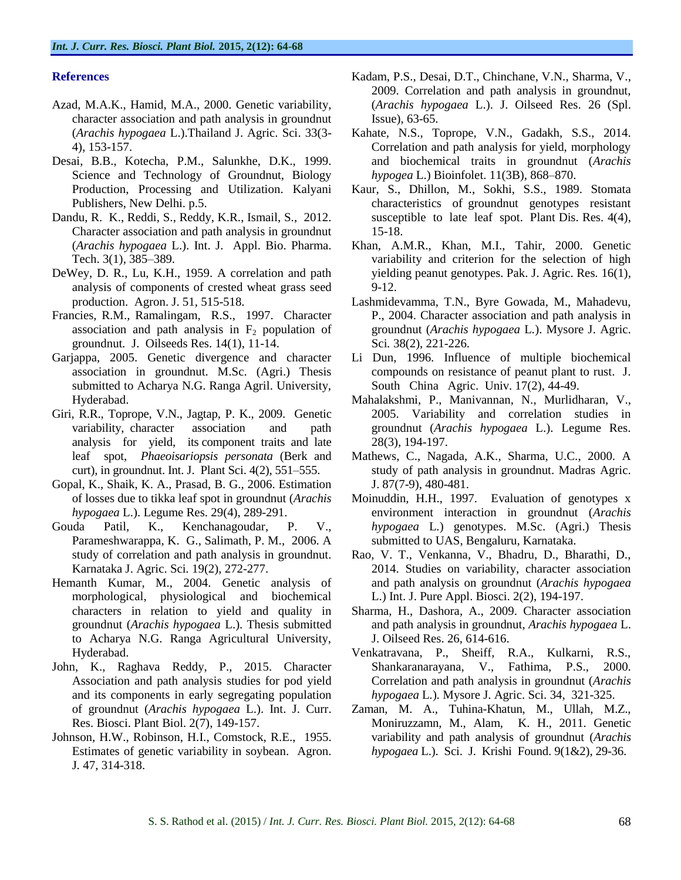## References

Azad, M.A.K., Hamid, M.A., 2000. Genetic variability, character association and path analysis in groundnut (*Arachis hypogaea* L.).Thailand J. Agric. Sci. 33(3-4), 153-157.

Desai, B.B., Kotecha, P.M., Salunkhe, D.K., 1999. Science and Technology of Groundnut, Biology Production, Processing and Utilization. Kalyani Publishers, New Delhi. p.5.

Dandu, R. K., Reddi, S., Reddy, K.R., Ismail, S., 2012. Character association and path analysis in groundnut (*Arachis hypogaea* L.). Int. J. Appl. Bio. Pharma. Tech. 3(1), 385–389.

DeWey, D. R., Lu, K.H., 1959. A correlation and path analysis of components of crested wheat grass seed production. Agron. J. 51, 515-518.

Francies, R.M., Ramalingam, R.S., 1997. Character association and path analysis in $F_2$ population of groundnut. J. Oilseeds Res. 14(1), 11-14.

Garjappa, 2005. Genetic divergence and character association in groundnut. M.Sc. (Agri.) Thesis submitted to Acharya N.G. Ranga Agril. University, Hyderabad.

Giri, R.R., Toprope, V.N., Jagtap, P. K., 2009. Genetic variability, character association and path analysis for yield, its component traits and late leaf spot, *Phaeoisariopsis personata* (Berk and curt), in groundnut. Int. J. Plant Sci. 4(2), 551–555.

Gopal, K., Shaik, K. A., Prasad, B. G., 2006. Estimation of losses due to tikka leaf spot in groundnut (*Arachis hypogaea* L.). Legume Res. 29(4), 289-291.

Gouda Patil, K., Kenchanagoudar, P. V., Parameshwarappa, K. G., Salimath, P. M., 2006. A study of correlation and path analysis in groundnut. Karnataka J. Agric. Sci. 19(2), 272-277.

Hemanth Kumar, M., 2004. Genetic analysis of morphological, physiological and biochemical characters in relation to yield and quality in groundnut (*Arachis hypogaea* L.). Thesis submitted to Acharya N.G. Ranga Agricultural University, Hyderabad.

John, K., Raghava Reddy, P., 2015. Character Association and path analysis studies for pod yield and its components in early segregating population of groundnut (*Arachis hypogaea* L.). Int. J. Curr. Res. Biosci. Plant Biol. 2(7), 149-157.

Johnson, H.W., Robinson, H.I., Comstock, R.E., 1955. Estimates of genetic variability in soybean. Agron. J. 47, 314-318.

Kadam, P.S., Desai, D.T., Chinchane, V.N., Sharma, V., 2009. Correlation and path analysis in groundnut, (*Arachis hypogaea* L.). J. Oilseed Res. 26 (Spl. Issue), 63-65.

Kahate, N.S., Toprope, V.N., Gadakh, S.S., 2014. Correlation and path analysis for yield, morphology and biochemical traits in groundnut (*Arachis hypogea* L.) Bioinfolet. 11(3B), 868–870.

Kaur, S., Dhillon, M., Sokhi, S.S., 1989. Stomata characteristics of groundnut genotypes resistant susceptible to late leaf spot. Plant Dis. Res. 4(4), 15-18.

Khan, A.M.R., Khan, M.I., Tahir, 2000. Genetic variability and criterion for the selection of high yielding peanut genotypes. Pak. J. Agric. Res. 16(1), 9-12.

Lashmidevamma, T.N., Byre Gowada, M., Mahadevu, P., 2004. Character association and path analysis in groundnut (*Arachis hypogaea* L.). Mysore J. Agric. Sci. 38(2), 221-226.

Li Dun, 1996. Influence of multiple biochemical compounds on resistance of peanut plant to rust. J. South China Agric. Univ. 17(2), 44-49.

Mahalakshmi, P., Manivannan, N., Murlidharan, V., 2005. Variability and correlation studies in groundnut (*Arachis hypogaea* L.). Legume Res. 28(3), 194-197.

Mathews, C., Nagada, A.K., Sharma, U.C., 2000. A study of path analysis in groundnut. Madras Agric. J. 87(7-9), 480-481.

Moinuddin, H.H., 1997. Evaluation of genotypes x environment interaction in groundnut (*Arachis hypogaea* L.) genotypes. M.Sc. (Agri.) Thesis submitted to UAS, Bengaluru, Karnataka.

Rao, V. T., Venkanna, V., Bhadru, D., Bharathi, D., 2014. Studies on variability, character association and path analysis on groundnut (*Arachis hypogaea* L.) Int. J. Pure Appl. Biosci. 2(2), 194-197.

Sharma, H., Dashora, A., 2009. Character association and path analysis in groundnut, *Arachis hypogaea* L. J. Oilseed Res. 26, 614-616.

Venkatravana, P., Sheiff, R.A., Kulkarni, R.S., Shankaranarayana, V., Fathima, P.S., 2000. Correlation and path analysis in groundnut (*Arachis hypogaea* L.). Mysore J. Agric. Sci. 34, 321-325.

Zaman, M. A., Tuhina-Khatun, M., Ullah, M.Z., Moniruzzamn, M., Alam, K. H., 2011. Genetic variability and path analysis of groundnut (*Arachis hypogaea* L.). Sci. J. Krishi Found. 9(1&2), 29-36.